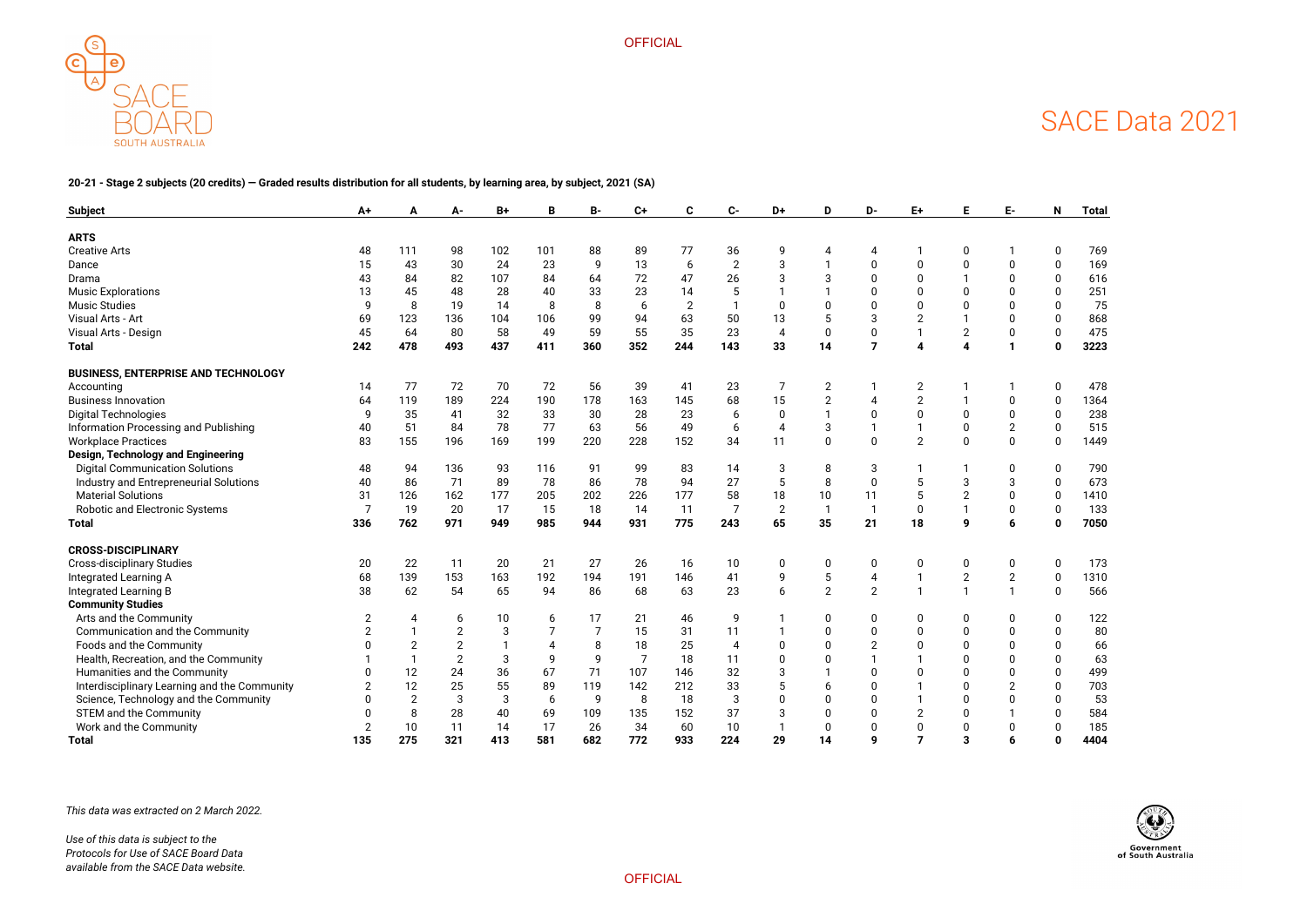# SACE Data 2021

**20-21 - Stage 2 subjects (20 credits) — Graded results distribution for all students, by learning area, by subject, 2021 (SA)**

| Subject | A+ | A | A- | B+ | B | B- | C+ | C | C- | D+ | D | D- | E+ | E | E- | N | Total |
|---|---|---|---|---|---|---|---|---|---|---|---|---|---|---|---|---|---|
| **ARTS** | | | | | | | | | | | | | | | | | |
| Creative Arts | 48 | 111 | 98 | 102 | 101 | 88 | 89 | 77 | 36 | 9 | 4 | 4 | 1 | 0 | 1 | 0 | 769 |
| Dance | 15 | 43 | 30 | 24 | 23 | 9 | 13 | 6 | 2 | 3 | 1 | 0 | 0 | 0 | 0 | 0 | 169 |
| Drama | 43 | 84 | 82 | 107 | 84 | 64 | 72 | 47 | 26 | 3 | 3 | 0 | 0 | 1 | 0 | 0 | 616 |
| Music Explorations | 13 | 45 | 48 | 28 | 40 | 33 | 23 | 14 | 5 | 1 | 1 | 0 | 0 | 0 | 0 | 0 | 251 |
| Music Studies | 9 | 8 | 19 | 14 | 8 | 8 | 6 | 2 | 1 | 0 | 0 | 0 | 0 | 0 | 0 | 0 | 75 |
| Visual Arts - Art | 69 | 123 | 136 | 104 | 106 | 99 | 94 | 63 | 50 | 13 | 5 | 3 | 2 | 1 | 0 | 0 | 868 |
| Visual Arts - Design | 45 | 64 | 80 | 58 | 49 | 59 | 55 | 35 | 23 | 4 | 0 | 0 | 1 | 2 | 0 | 0 | 475 |
| **Total** | **242** | **478** | **493** | **437** | **411** | **360** | **352** | **244** | **143** | **33** | **14** | **7** | **4** | **4** | **1** | **0** | **3223** |
| **BUSINESS, ENTERPRISE AND TECHNOLOGY** | | | | | | | | | | | | | | | | | |
| Accounting | 14 | 77 | 72 | 70 | 72 | 56 | 39 | 41 | 23 | 7 | 2 | 1 | 2 | 1 | 1 | 0 | 478 |
| Business Innovation | 64 | 119 | 189 | 224 | 190 | 178 | 163 | 145 | 68 | 15 | 2 | 4 | 2 | 1 | 0 | 0 | 1364 |
| Digital Technologies | 9 | 35 | 41 | 32 | 33 | 30 | 28 | 23 | 6 | 0 | 1 | 0 | 0 | 0 | 0 | 0 | 238 |
| Information Processing and Publishing | 40 | 51 | 84 | 78 | 77 | 63 | 56 | 49 | 6 | 4 | 3 | 1 | 1 | 0 | 2 | 0 | 515 |
| Workplace Practices | 83 | 155 | 196 | 169 | 199 | 220 | 228 | 152 | 34 | 11 | 0 | 0 | 2 | 0 | 0 | 0 | 1449 |
| **Design, Technology and Engineering** | | | | | | | | | | | | | | | | | |
| Digital Communication Solutions | 48 | 94 | 136 | 93 | 116 | 91 | 99 | 83 | 14 | 3 | 8 | 3 | 1 | 1 | 0 | 0 | 790 |
| Industry and Entrepreneurial Solutions | 40 | 86 | 71 | 89 | 78 | 86 | 78 | 94 | 27 | 5 | 8 | 0 | 5 | 3 | 3 | 0 | 673 |
| Material Solutions | 31 | 126 | 162 | 177 | 205 | 202 | 226 | 177 | 58 | 18 | 10 | 11 | 5 | 2 | 0 | 0 | 1410 |
| Robotic and Electronic Systems | 7 | 19 | 20 | 17 | 15 | 18 | 14 | 11 | 7 | 2 | 1 | 1 | 0 | 1 | 0 | 0 | 133 |
| **Total** | **336** | **762** | **971** | **949** | **985** | **944** | **931** | **775** | **243** | **65** | **35** | **21** | **18** | **9** | **6** | **0** | **7050** |
| **CROSS-DISCIPLINARY** | | | | | | | | | | | | | | | | | |
| Cross-disciplinary Studies | 20 | 22 | 11 | 20 | 21 | 27 | 26 | 16 | 10 | 0 | 0 | 0 | 0 | 0 | 0 | 0 | 173 |
| Integrated Learning A | 68 | 139 | 153 | 163 | 192 | 194 | 191 | 146 | 41 | 9 | 5 | 4 | 1 | 2 | 2 | 0 | 1310 |
| Integrated Learning B | 38 | 62 | 54 | 65 | 94 | 86 | 68 | 63 | 23 | 6 | 2 | 2 | 1 | 1 | 1 | 0 | 566 |
| **Community Studies** | | | | | | | | | | | | | | | | | |
| Arts and the Community | 2 | 4 | 6 | 10 | 6 | 17 | 21 | 46 | 9 | 1 | 0 | 0 | 0 | 0 | 0 | 0 | 122 |
| Communication and the Community | 2 | 1 | 2 | 3 | 7 | 7 | 15 | 31 | 11 | 1 | 0 | 0 | 0 | 0 | 0 | 0 | 80 |
| Foods and the Community | 0 | 2 | 2 | 1 | 4 | 8 | 18 | 25 | 4 | 0 | 0 | 2 | 0 | 0 | 0 | 0 | 66 |
| Health, Recreation, and the Community | 1 | 1 | 2 | 3 | 9 | 9 | 7 | 18 | 11 | 0 | 0 | 1 | 1 | 0 | 0 | 0 | 63 |
| Humanities and the Community | 0 | 12 | 24 | 36 | 67 | 71 | 107 | 146 | 32 | 3 | 1 | 0 | 0 | 0 | 0 | 0 | 499 |
| Interdisciplinary Learning and the Community | 2 | 12 | 25 | 55 | 89 | 119 | 142 | 212 | 33 | 5 | 6 | 0 | 1 | 0 | 2 | 0 | 703 |
| Science, Technology and the Community | 0 | 2 | 3 | 3 | 6 | 9 | 8 | 18 | 3 | 0 | 0 | 0 | 1 | 0 | 0 | 0 | 53 |
| STEM and the Community | 0 | 8 | 28 | 40 | 69 | 109 | 135 | 152 | 37 | 3 | 0 | 0 | 2 | 0 | 1 | 0 | 584 |
| Work and the Community | 2 | 10 | 11 | 14 | 17 | 26 | 34 | 60 | 10 | 1 | 0 | 0 | 0 | 0 | 0 | 0 | 185 |
| **Total** | **135** | **275** | **321** | **413** | **581** | **682** | **772** | **933** | **224** | **29** | **14** | **9** | **7** | **3** | **6** | **0** | **4404** |

*This data was extracted on 2 March 2022.*

*Use of this data is subject to the Protocols for Use of SACE Board Data available from the SACE Data website.*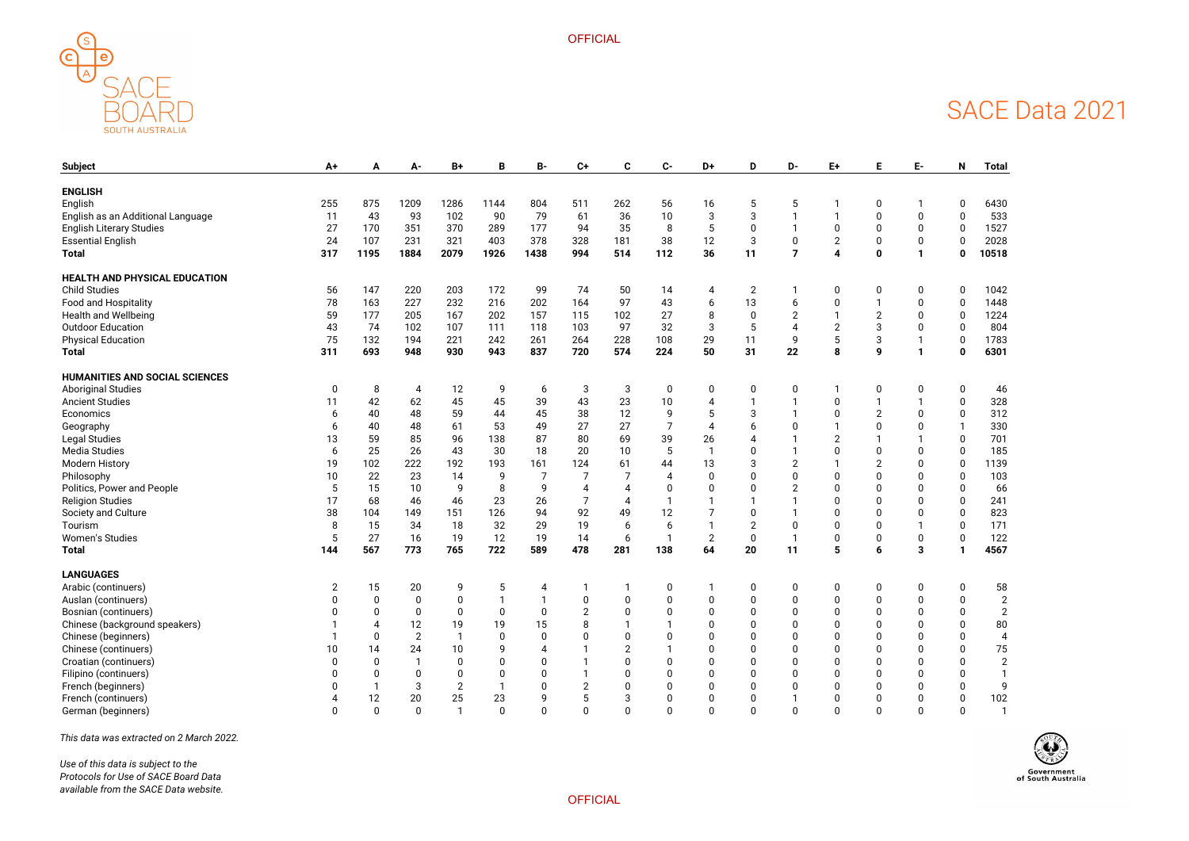# SACE Data 2021

| Subject | A+ | A | A- | B+ | B | B- | C+ | C | C- | D+ | D | D- | E+ | E | E- | N | Total |
|---|---|---|---|---|---|---|---|---|---|---|---|---|---|---|---|---|---|
| **ENGLISH** | | | | | | | | | | | | | | | | | |
| English | 255 | 875 | 1209 | 1286 | 1144 | 804 | 511 | 262 | 56 | 16 | 5 | 5 | 1 | 0 | 1 | 0 | 6430 |
| English as an Additional Language | 11 | 43 | 93 | 102 | 90 | 79 | 61 | 36 | 10 | 3 | 3 | 1 | 1 | 0 | 0 | 0 | 533 |
| English Literary Studies | 27 | 170 | 351 | 370 | 289 | 177 | 94 | 35 | 8 | 5 | 0 | 1 | 0 | 0 | 0 | 0 | 1527 |
| Essential English | 24 | 107 | 231 | 321 | 403 | 378 | 328 | 181 | 38 | 12 | 3 | 0 | 2 | 0 | 0 | 0 | 2028 |
| **Total** | **317** | **1195** | **1884** | **2079** | **1926** | **1438** | **994** | **514** | **112** | **36** | **11** | **7** | **4** | **0** | **1** | **0** | **10518** |
| **HEALTH AND PHYSICAL EDUCATION** | | | | | | | | | | | | | | | | | |
| Child Studies | 56 | 147 | 220 | 203 | 172 | 99 | 74 | 50 | 14 | 4 | 2 | 1 | 0 | 0 | 0 | 0 | 1042 |
| Food and Hospitality | 78 | 163 | 227 | 232 | 216 | 202 | 164 | 97 | 43 | 6 | 13 | 6 | 0 | 1 | 0 | 0 | 1448 |
| Health and Wellbeing | 59 | 177 | 205 | 167 | 202 | 157 | 115 | 102 | 27 | 8 | 0 | 2 | 1 | 2 | 0 | 0 | 1224 |
| Outdoor Education | 43 | 74 | 102 | 107 | 111 | 118 | 103 | 97 | 32 | 3 | 5 | 4 | 2 | 3 | 0 | 0 | 804 |
| Physical Education | 75 | 132 | 194 | 221 | 242 | 261 | 264 | 228 | 108 | 29 | 11 | 9 | 5 | 3 | 1 | 0 | 1783 |
| **Total** | **311** | **693** | **948** | **930** | **943** | **837** | **720** | **574** | **224** | **50** | **31** | **22** | **8** | **9** | **1** | **0** | **6301** |
| **HUMANITIES AND SOCIAL SCIENCES** | | | | | | | | | | | | | | | | | |
| Aboriginal Studies | 0 | 8 | 4 | 12 | 9 | 6 | 3 | 3 | 0 | 0 | 0 | 0 | 1 | 0 | 0 | 0 | 46 |
| Ancient Studies | 11 | 42 | 62 | 45 | 45 | 39 | 43 | 23 | 10 | 4 | 1 | 1 | 0 | 1 | 1 | 0 | 328 |
| Economics | 6 | 40 | 48 | 59 | 44 | 45 | 38 | 12 | 9 | 5 | 3 | 1 | 0 | 2 | 0 | 0 | 312 |
| Geography | 6 | 40 | 48 | 61 | 53 | 49 | 27 | 27 | 7 | 4 | 6 | 0 | 1 | 0 | 0 | 1 | 330 |
| Legal Studies | 13 | 59 | 85 | 96 | 138 | 87 | 80 | 69 | 39 | 26 | 4 | 1 | 2 | 1 | 1 | 0 | 701 |
| Media Studies | 6 | 25 | 26 | 43 | 30 | 18 | 20 | 10 | 5 | 1 | 0 | 1 | 0 | 0 | 0 | 0 | 185 |
| Modern History | 19 | 102 | 222 | 192 | 193 | 161 | 124 | 61 | 44 | 13 | 3 | 2 | 1 | 2 | 0 | 0 | 1139 |
| Philosophy | 10 | 22 | 23 | 14 | 9 | 7 | 7 | 7 | 4 | 0 | 0 | 0 | 0 | 0 | 0 | 0 | 103 |
| Politics, Power and People | 5 | 15 | 10 | 9 | 8 | 9 | 4 | 4 | 0 | 0 | 0 | 2 | 0 | 0 | 0 | 0 | 66 |
| Religion Studies | 17 | 68 | 46 | 46 | 23 | 26 | 7 | 4 | 1 | 1 | 1 | 1 | 0 | 0 | 0 | 0 | 241 |
| Society and Culture | 38 | 104 | 149 | 151 | 126 | 94 | 92 | 49 | 12 | 7 | 0 | 1 | 0 | 0 | 0 | 0 | 823 |
| Tourism | 8 | 15 | 34 | 18 | 32 | 29 | 19 | 6 | 6 | 1 | 2 | 0 | 0 | 0 | 1 | 0 | 171 |
| Women's Studies | 5 | 27 | 16 | 19 | 12 | 19 | 14 | 6 | 1 | 2 | 0 | 1 | 0 | 0 | 0 | 0 | 122 |
| **Total** | **144** | **567** | **773** | **765** | **722** | **589** | **478** | **281** | **138** | **64** | **20** | **11** | **5** | **6** | **3** | **1** | **4567** |
| **LANGUAGES** | | | | | | | | | | | | | | | | | |
| Arabic (continuers) | 2 | 15 | 20 | 9 | 5 | 4 | 1 | 1 | 0 | 1 | 0 | 0 | 0 | 0 | 0 | 0 | 58 |
| Auslan (continuers) | 0 | 0 | 0 | 0 | 1 | 1 | 0 | 0 | 0 | 0 | 0 | 0 | 0 | 0 | 0 | 0 | 2 |
| Bosnian (continuers) | 0 | 0 | 0 | 0 | 0 | 0 | 2 | 0 | 0 | 0 | 0 | 0 | 0 | 0 | 0 | 0 | 2 |
| Chinese (background speakers) | 1 | 4 | 12 | 19 | 19 | 15 | 8 | 1 | 1 | 0 | 0 | 0 | 0 | 0 | 0 | 0 | 80 |
| Chinese (beginners) | 1 | 0 | 2 | 1 | 0 | 0 | 0 | 0 | 0 | 0 | 0 | 0 | 0 | 0 | 0 | 0 | 4 |
| Chinese (continuers) | 10 | 14 | 24 | 10 | 9 | 4 | 1 | 2 | 1 | 0 | 0 | 0 | 0 | 0 | 0 | 0 | 75 |
| Croatian (continuers) | 0 | 0 | 1 | 0 | 0 | 0 | 1 | 0 | 0 | 0 | 0 | 0 | 0 | 0 | 0 | 0 | 2 |
| Filipino (continuers) | 0 | 0 | 0 | 0 | 0 | 0 | 1 | 0 | 0 | 0 | 0 | 0 | 0 | 0 | 0 | 0 | 1 |
| French (beginners) | 0 | 1 | 3 | 2 | 1 | 0 | 2 | 0 | 0 | 0 | 0 | 0 | 0 | 0 | 0 | 0 | 9 |
| French (continuers) | 4 | 12 | 20 | 25 | 23 | 9 | 5 | 3 | 0 | 0 | 0 | 1 | 0 | 0 | 0 | 0 | 102 |
| German (beginners) | 0 | 0 | 0 | 1 | 0 | 0 | 0 | 0 | 0 | 0 | 0 | 0 | 0 | 0 | 0 | 0 | 1 |

*This data was extracted on 2 March 2022.*

*Use of this data is subject to the Protocols for Use of SACE Board Data available from the SACE Data website.*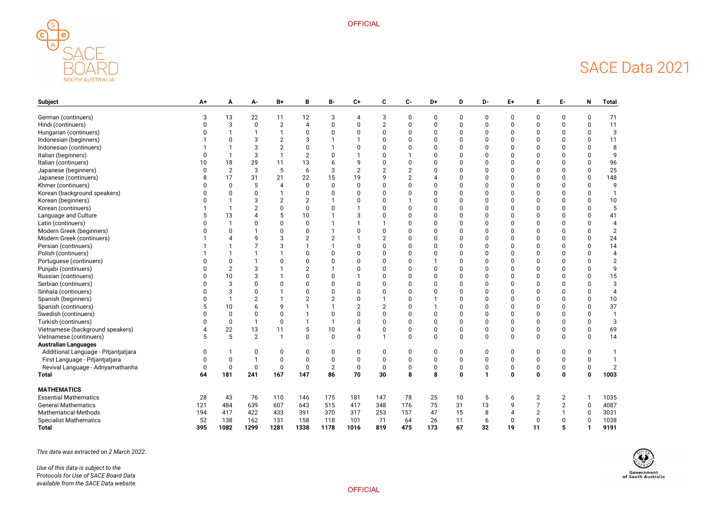# SACE Data 2021

| Subject | A+ | A | A- | B+ | B | B- | C+ | C | C- | D+ | D | D- | E+ | E | E- | N | Total |
|---|---|---|---|---|---|---|---|---|---|---|---|---|---|---|---|---|---|
| German (continuers) | 3 | 13 | 22 | 11 | 12 | 3 | 4 | 3 | 0 | 0 | 0 | 0 | 0 | 0 | 0 | 0 | 71 |
| Hindi (continuers) | 0 | 3 | 0 | 2 | 4 | 0 | 0 | 2 | 0 | 0 | 0 | 0 | 0 | 0 | 0 | 0 | 11 |
| Hungarian (continuers) | 0 | 1 | 1 | 1 | 0 | 0 | 0 | 0 | 0 | 0 | 0 | 0 | 0 | 0 | 0 | 0 | 3 |
| Indonesian (beginners) | 1 | 0 | 3 | 2 | 3 | 1 | 1 | 0 | 0 | 0 | 0 | 0 | 0 | 0 | 0 | 0 | 11 |
| Indonesian (continuers) | 1 | 1 | 3 | 2 | 0 | 1 | 0 | 0 | 0 | 0 | 0 | 0 | 0 | 0 | 0 | 0 | 8 |
| Italian (beginners) | 0 | 1 | 3 | 1 | 2 | 0 | 1 | 0 | 1 | 0 | 0 | 0 | 0 | 0 | 0 | 0 | 9 |
| Italian (continuers) | 10 | 18 | 29 | 11 | 13 | 6 | 9 | 0 | 0 | 0 | 0 | 0 | 0 | 0 | 0 | 0 | 96 |
| Japanese (beginners) | 0 | 2 | 3 | 5 | 6 | 3 | 2 | 2 | 2 | 0 | 0 | 0 | 0 | 0 | 0 | 0 | 25 |
| Japanese (continuers) | 8 | 17 | 31 | 21 | 22 | 15 | 19 | 9 | 2 | 4 | 0 | 0 | 0 | 0 | 0 | 0 | 148 |
| Khmer (continuers) | 0 | 0 | 5 | 4 | 0 | 0 | 0 | 0 | 0 | 0 | 0 | 0 | 0 | 0 | 0 | 0 | 9 |
| Korean (background speakers) | 0 | 0 | 0 | 1 | 0 | 0 | 0 | 0 | 0 | 0 | 0 | 0 | 0 | 0 | 0 | 0 | 1 |
| Korean (beginners) | 0 | 1 | 3 | 2 | 2 | 1 | 0 | 0 | 1 | 0 | 0 | 0 | 0 | 0 | 0 | 0 | 10 |
| Korean (continuers) | 1 | 1 | 2 | 0 | 0 | 0 | 1 | 0 | 0 | 0 | 0 | 0 | 0 | 0 | 0 | 0 | 5 |
| Language and Culture | 5 | 13 | 4 | 5 | 10 | 1 | 3 | 0 | 0 | 0 | 0 | 0 | 0 | 0 | 0 | 0 | 41 |
| Latin (continuers) | 0 | 1 | 0 | 0 | 0 | 1 | 1 | 1 | 0 | 0 | 0 | 0 | 0 | 0 | 0 | 0 | 4 |
| Modern Greek (beginners) | 0 | 0 | 1 | 0 | 0 | 1 | 0 | 0 | 0 | 0 | 0 | 0 | 0 | 0 | 0 | 0 | 2 |
| Modern Greek (continuers) | 1 | 4 | 9 | 3 | 2 | 2 | 1 | 2 | 0 | 0 | 0 | 0 | 0 | 0 | 0 | 0 | 24 |
| Persian (continuers) | 1 | 1 | 7 | 3 | 1 | 1 | 0 | 0 | 0 | 0 | 0 | 0 | 0 | 0 | 0 | 0 | 14 |
| Polish (continuers) | 1 | 1 | 1 | 1 | 0 | 0 | 0 | 0 | 0 | 0 | 0 | 0 | 0 | 0 | 0 | 0 | 4 |
| Portuguese (continuers) | 0 | 0 | 1 | 0 | 0 | 0 | 0 | 0 | 0 | 1 | 0 | 0 | 0 | 0 | 0 | 0 | 2 |
| Punjabi (continuers) | 0 | 2 | 3 | 1 | 2 | 1 | 0 | 0 | 0 | 0 | 0 | 0 | 0 | 0 | 0 | 0 | 9 |
| Russian (continuers) | 0 | 10 | 3 | 1 | 0 | 0 | 1 | 0 | 0 | 0 | 0 | 0 | 0 | 0 | 0 | 0 | 15 |
| Serbian (continuers) | 0 | 3 | 0 | 0 | 0 | 0 | 0 | 0 | 0 | 0 | 0 | 0 | 0 | 0 | 0 | 0 | 3 |
| Sinhala (continuers) | 0 | 3 | 0 | 1 | 0 | 0 | 0 | 0 | 0 | 0 | 0 | 0 | 0 | 0 | 0 | 0 | 4 |
| Spanish (beginners) | 0 | 1 | 2 | 1 | 2 | 2 | 0 | 1 | 0 | 1 | 0 | 0 | 0 | 0 | 0 | 0 | 10 |
| Spanish (continuers) | 5 | 10 | 6 | 9 | 1 | 1 | 2 | 2 | 0 | 1 | 0 | 0 | 0 | 0 | 0 | 0 | 37 |
| Swedish (continuers) | 0 | 0 | 0 | 0 | 1 | 0 | 0 | 0 | 0 | 0 | 0 | 0 | 0 | 0 | 0 | 0 | 1 |
| Turkish (continuers) | 0 | 0 | 1 | 0 | 1 | 1 | 0 | 0 | 0 | 0 | 0 | 0 | 0 | 0 | 0 | 0 | 3 |
| Vietnamese (background speakers) | 4 | 22 | 13 | 11 | 5 | 10 | 4 | 0 | 0 | 0 | 0 | 0 | 0 | 0 | 0 | 0 | 69 |
| Vietnamese (continuers) | 5 | 5 | 2 | 1 | 0 | 0 | 0 | 1 | 0 | 0 | 0 | 0 | 0 | 0 | 0 | 0 | 14 |
| **Australian Languages** | | | | | | | | | | | | | | | | | |
| Additional Language - Pitjantjatjara | 0 | 1 | 0 | 0 | 0 | 0 | 0 | 0 | 0 | 0 | 0 | 0 | 0 | 0 | 0 | 0 | 1 |
| First Language - Pitjantjatjara | 0 | 0 | 1 | 0 | 0 | 0 | 0 | 0 | 0 | 0 | 0 | 0 | 0 | 0 | 0 | 0 | 1 |
| Revival Language - Adnyamathanha | 0 | 0 | 0 | 0 | 0 | 2 | 0 | 0 | 0 | 0 | 0 | 0 | 0 | 0 | 0 | 0 | 2 |
| **Total** | **64** | **181** | **241** | **167** | **147** | **86** | **70** | **30** | **8** | **8** | **0** | **1** | **0** | **0** | **0** | **0** | **1003** |
| **MATHEMATICS** | | | | | | | | | | | | | | | | | |
| Essential Mathematics | 28 | 43 | 76 | 110 | 146 | 175 | 181 | 147 | 78 | 25 | 10 | 5 | 6 | 2 | 2 | 1 | 1035 |
| General Mathematics | 121 | 484 | 639 | 607 | 643 | 515 | 417 | 348 | 176 | 75 | 31 | 13 | 9 | 7 | 2 | 0 | 4087 |
| Mathematical Methods | 194 | 417 | 422 | 433 | 391 | 370 | 317 | 253 | 157 | 47 | 15 | 8 | 4 | 2 | 1 | 0 | 3031 |
| Specialist Mathematics | 52 | 138 | 162 | 131 | 158 | 118 | 101 | 71 | 64 | 26 | 11 | 6 | 0 | 0 | 0 | 0 | 1038 |
| **Total** | **395** | **1082** | **1299** | **1281** | **1338** | **1178** | **1016** | **819** | **475** | **173** | **67** | **32** | **19** | **11** | **5** | **1** | **9191** |

*This data was extracted on 2 March 2022.*

*Use of this data is subject to the Protocols for Use of SACE Board Data available from the SACE Data website.*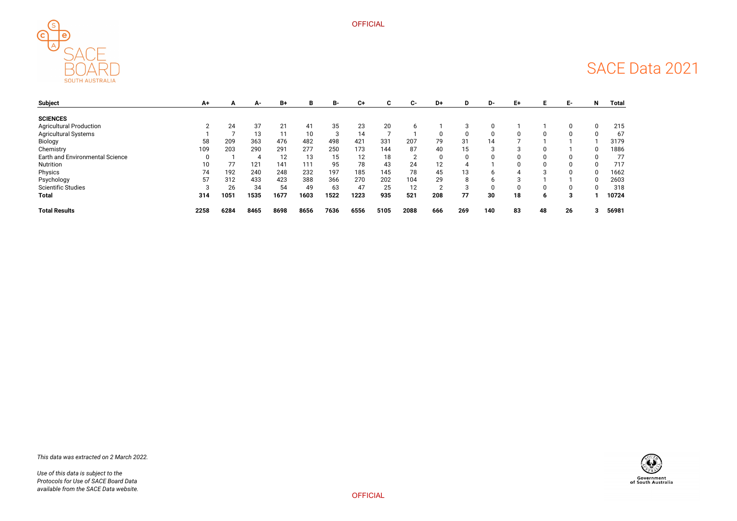# SACE Data 2021

| Subject | A+ | A | A- | B+ | B | B- | C+ | C | C- | D+ | D | D- | E+ | E | E- | N | Total |
|---|---|---|---|---|---|---|---|---|---|---|---|---|---|---|---|---|---|
| **SCIENCES** | | | | | | | | | | | | | | | | | |
| Agricultural Production | 2 | 24 | 37 | 21 | 41 | 35 | 23 | 20 | 6 | 1 | 3 | 0 | 1 | 1 | 0 | 0 | 215 |
| Agricultural Systems | 1 | 7 | 13 | 11 | 10 | 3 | 14 | 7 | 1 | 0 | 0 | 0 | 0 | 0 | 0 | 0 | 67 |
| Biology | 58 | 209 | 363 | 476 | 482 | 498 | 421 | 331 | 207 | 79 | 31 | 14 | 7 | 1 | 1 | 1 | 3179 |
| Chemistry | 109 | 203 | 290 | 291 | 277 | 250 | 173 | 144 | 87 | 40 | 15 | 3 | 3 | 0 | 1 | 0 | 1886 |
| Earth and Environmental Science | 0 | 1 | 4 | 12 | 13 | 15 | 12 | 18 | 2 | 0 | 0 | 0 | 0 | 0 | 0 | 0 | 77 |
| Nutrition | 10 | 77 | 121 | 141 | 111 | 95 | 78 | 43 | 24 | 12 | 4 | 1 | 0 | 0 | 0 | 0 | 717 |
| Physics | 74 | 192 | 240 | 248 | 232 | 197 | 185 | 145 | 78 | 45 | 13 | 6 | 4 | 3 | 0 | 0 | 1662 |
| Psychology | 57 | 312 | 433 | 423 | 388 | 366 | 270 | 202 | 104 | 29 | 8 | 6 | 3 | 1 | 1 | 0 | 2603 |
| Scientific Studies | 3 | 26 | 34 | 54 | 49 | 63 | 47 | 25 | 12 | 2 | 3 | 0 | 0 | 0 | 0 | 0 | 318 |
| **Total** | **314** | **1051** | **1535** | **1677** | **1603** | **1522** | **1223** | **935** | **521** | **208** | **77** | **30** | **18** | **6** | **3** | **1** | **10724** |
| **Total Results** | **2258** | **6284** | **8465** | **8698** | **8656** | **7636** | **6556** | **5105** | **2088** | **666** | **269** | **140** | **83** | **48** | **26** | **3** | **56981** |

*This data was extracted on 2 March 2022.*

*Use of this data is subject to the Protocols for Use of SACE Board Data available from the SACE Data website.*